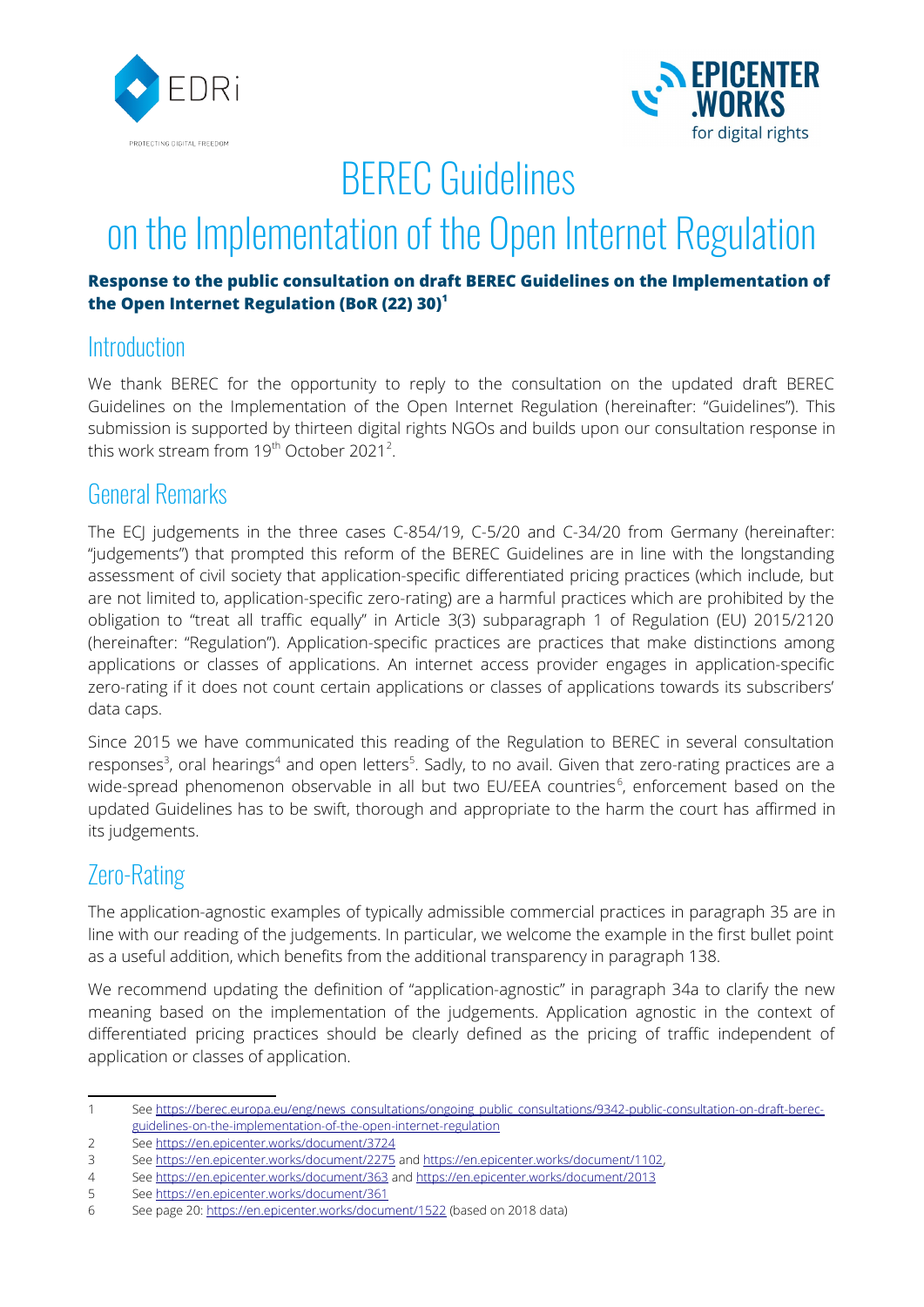# BEREC Guidelines on the Implementation of the Open Internet Regulation

**Response to the public consultation on draft BEREC Guidelines on the Implementation of the Open Internet Regulation (BoR (22) 30)[1]**

## Introduction

We thank BEREC for the opportunity to reply to the consultation on the updated draft BEREC Guidelines on the Implementation of the Open Internet Regulation (hereinafter: "Guidelines"). This submission is supported by thirteen digital rights NGOs and builds upon our consultation response in this work stream from 19th October 2021[2].

## General Remarks

The ECJ judgements in the three cases C-854/19, C-5/20 and C-34/20 from Germany (hereinafter: "judgements") that prompted this reform of the BEREC Guidelines are in line with the longstanding assessment of civil society that application-specific differentiated pricing practices (which include, but are not limited to, application-specific zero-rating) are a harmful practices which are prohibited by the obligation to "treat all traffic equally" in Article 3(3) subparagraph 1 of Regulation (EU) 2015/2120 (hereinafter: "Regulation"). Application-specific practices are practices that make distinctions among applications or classes of applications. An internet access provider engages in application-specific zero-rating if it does not count certain applications or classes of applications towards its subscribers' data caps.

Since 2015 we have communicated this reading of the Regulation to BEREC in several consultation responses[3], oral hearings[4] and open letters[5]. Sadly, to no avail. Given that zero-rating practices are a wide-spread phenomenon observable in all but two EU/EEA countries[6], enforcement based on the updated Guidelines has to be swift, thorough and appropriate to the harm the court has affirmed in its judgements.

## Zero-Rating

The application-agnostic examples of typically admissible commercial practices in paragraph 35 are in line with our reading of the judgements. In particular, we welcome the example in the first bullet point as a useful addition, which benefits from the additional transparency in paragraph 138.

We recommend updating the definition of "application-agnostic" in paragraph 34a to clarify the new meaning based on the implementation of the judgements. Application agnostic in the context of differentiated pricing practices should be clearly defined as the pricing of traffic independent of application or classes of application.

---

1 See https://berec.europa.eu/eng/news_consultations/ongoing_public_consultations/9342-public-consultation-on-draft-berec-guidelines-on-the-implementation-of-the-open-internet-regulation

2 See https://en.epicenter.works/document/3724

3 See https://en.epicenter.works/document/2275 and https://en.epicenter.works/document/1102,

4 See https://en.epicenter.works/document/363 and https://en.epicenter.works/document/2013

5 See https://en.epicenter.works/document/361

6 See page 20: https://en.epicenter.works/document/1522 (based on 2018 data)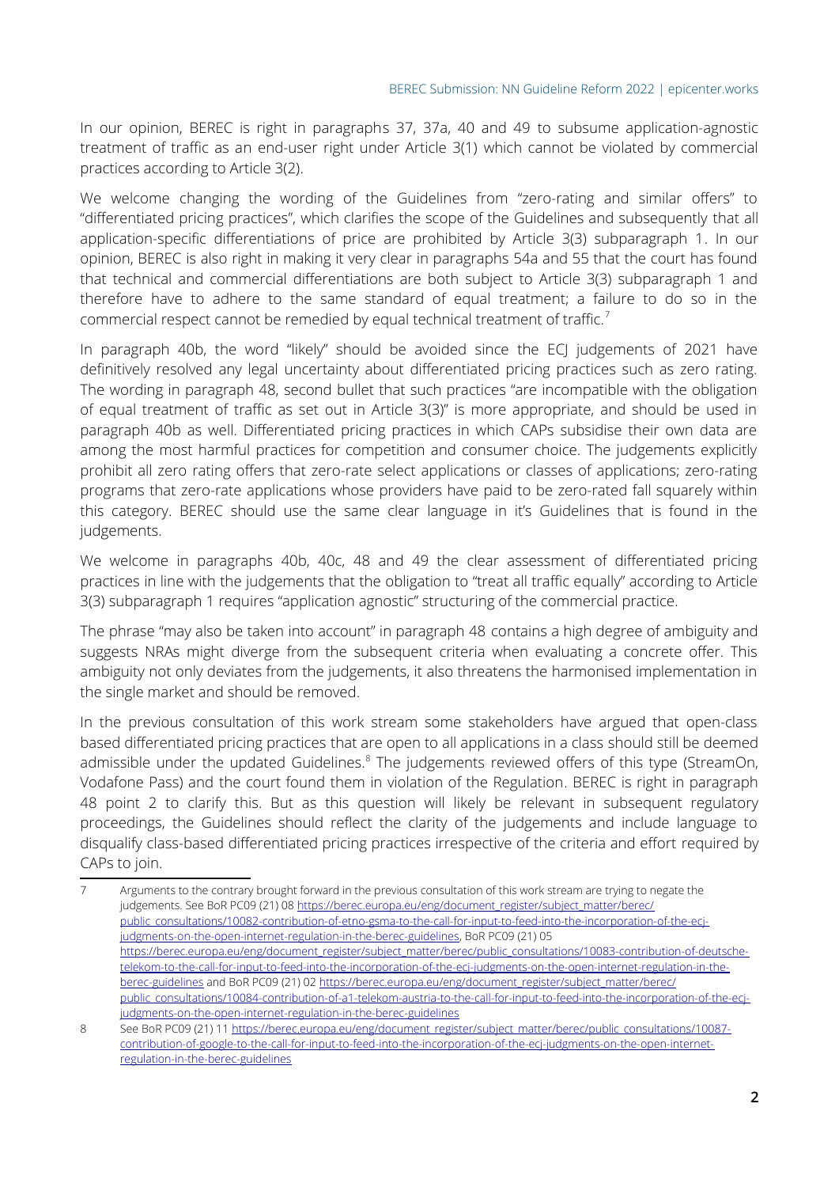In our opinion, BEREC is right in paragraphs 37, 37a, 40 and 49 to subsume application-agnostic treatment of traffic as an end-user right under Article 3(1) which cannot be violated by commercial practices according to Article 3(2).

We welcome changing the wording of the Guidelines from "zero-rating and similar offers" to "differentiated pricing practices", which clarifies the scope of the Guidelines and subsequently that all application-specific differentiations of price are prohibited by Article 3(3) subparagraph 1. In our opinion, BEREC is also right in making it very clear in paragraphs 54a and 55 that the court has found that technical and commercial differentiations are both subject to Article 3(3) subparagraph 1 and therefore have to adhere to the same standard of equal treatment; a failure to do so in the commercial respect cannot be remedied by equal technical treatment of traffic.[7]

In paragraph 40b, the word "likely" should be avoided since the ECJ judgements of 2021 have definitively resolved any legal uncertainty about differentiated pricing practices such as zero rating. The wording in paragraph 48, second bullet that such practices "are incompatible with the obligation of equal treatment of traffic as set out in Article 3(3)" is more appropriate, and should be used in paragraph 40b as well. Differentiated pricing practices in which CAPs subsidise their own data are among the most harmful practices for competition and consumer choice. The judgements explicitly prohibit all zero rating offers that zero-rate select applications or classes of applications; zero-rating programs that zero-rate applications whose providers have paid to be zero-rated fall squarely within this category. BEREC should use the same clear language in it's Guidelines that is found in the judgements.

We welcome in paragraphs 40b, 40c, 48 and 49 the clear assessment of differentiated pricing practices in line with the judgements that the obligation to "treat all traffic equally" according to Article 3(3) subparagraph 1 requires "application agnostic" structuring of the commercial practice.

The phrase "may also be taken into account" in paragraph 48 contains a high degree of ambiguity and suggests NRAs might diverge from the subsequent criteria when evaluating a concrete offer. This ambiguity not only deviates from the judgements, it also threatens the harmonised implementation in the single market and should be removed.

In the previous consultation of this work stream some stakeholders have argued that open-class based differentiated pricing practices that are open to all applications in a class should still be deemed admissible under the updated Guidelines.[8] The judgements reviewed offers of this type (StreamOn, Vodafone Pass) and the court found them in violation of the Regulation. BEREC is right in paragraph 48 point 2 to clarify this. But as this question will likely be relevant in subsequent regulatory proceedings, the Guidelines should reflect the clarity of the judgements and include language to disqualify class-based differentiated pricing practices irrespective of the criteria and effort required by CAPs to join.

---

7 Arguments to the contrary brought forward in the previous consultation of this work stream are trying to negate the judgements. See BoR PC09 (21) 08 https://berec.europa.eu/eng/document_register/subject_matter/berec/public_consultations/10082-contribution-of-etno-gsma-to-the-call-for-input-to-feed-into-the-incorporation-of-the-ecj-judgments-on-the-open-internet-regulation-in-the-berec-guidelines, BoR PC09 (21) 05 https://berec.europa.eu/eng/document_register/subject_matter/berec/public_consultations/10083-contribution-of-deutsche-telekom-to-the-call-for-input-to-feed-into-the-incorporation-of-the-ecj-judgments-on-the-open-internet-regulation-in-the-berec-guidelines and BoR PC09 (21) 02 https://berec.europa.eu/eng/document_register/subject_matter/berec/public_consultations/10084-contribution-of-a1-telekom-austria-to-the-call-for-input-to-feed-into-the-incorporation-of-the-ecj-judgments-on-the-open-internet-regulation-in-the-berec-guidelines

8 See BoR PC09 (21) 11 https://berec.europa.eu/eng/document_register/subject_matter/berec/public_consultations/10087-contribution-of-google-to-the-call-for-input-to-feed-into-the-incorporation-of-the-ecj-judgments-on-the-open-internet-regulation-in-the-berec-guidelines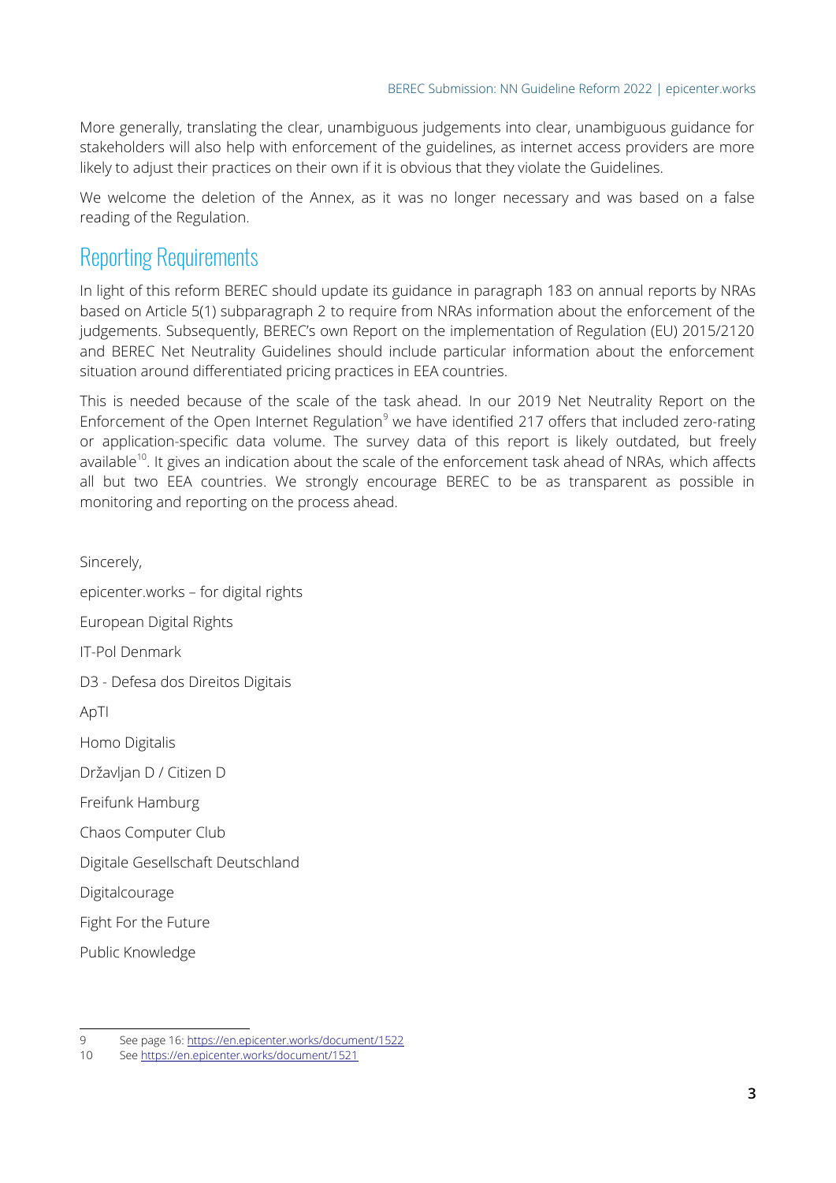More generally, translating the clear, unambiguous judgements into clear, unambiguous guidance for stakeholders will also help with enforcement of the guidelines, as internet access providers are more likely to adjust their practices on their own if it is obvious that they violate the Guidelines.

We welcome the deletion of the Annex, as it was no longer necessary and was based on a false reading of the Regulation.

## Reporting Requirements

In light of this reform BEREC should update its guidance in paragraph 183 on annual reports by NRAs based on Article 5(1) subparagraph 2 to require from NRAs information about the enforcement of the judgements. Subsequently, BEREC's own Report on the implementation of Regulation (EU) 2015/2120 and BEREC Net Neutrality Guidelines should include particular information about the enforcement situation around differentiated pricing practices in EEA countries.

This is needed because of the scale of the task ahead. In our 2019 Net Neutrality Report on the Enforcement of the Open Internet Regulation[9] we have identified 217 offers that included zero-rating or application-specific data volume. The survey data of this report is likely outdated, but freely available[10]. It gives an indication about the scale of the enforcement task ahead of NRAs, which affects all but two EEA countries. We strongly encourage BEREC to be as transparent as possible in monitoring and reporting on the process ahead.

Sincerely,

epicenter.works – for digital rights

European Digital Rights

IT-Pol Denmark

D3 - Defesa dos Direitos Digitais

ApTI

Homo Digitalis

Državljan D / Citizen D

Freifunk Hamburg

Chaos Computer Club

Digitale Gesellschaft Deutschland

Digitalcourage

Fight For the Future

Public Knowledge

---

9 See page 16: https://en.epicenter.works/document/1522

10 See https://en.epicenter.works/document/1521